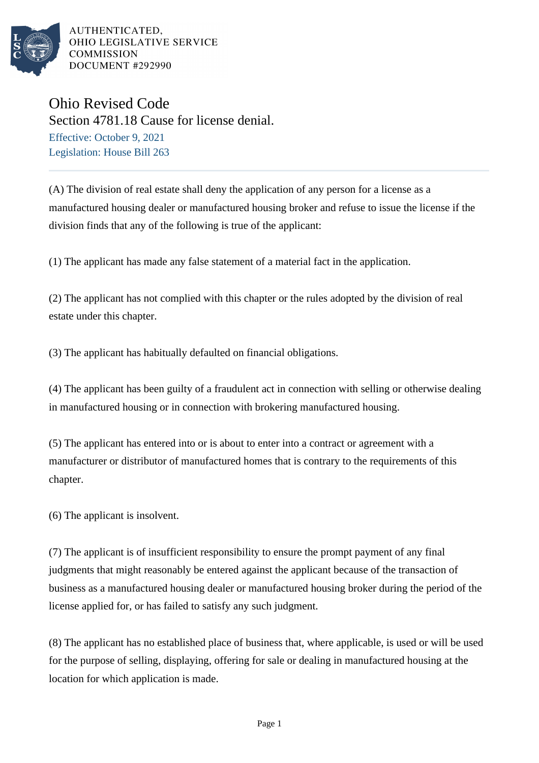# Ohio Revised Code

## Section 4781.18 Cause for license denial.

Effective: October 9, 2021

Legislation: House Bill 263

(A) The division of real estate shall deny the application of any person for a license as a manufactured housing dealer or manufactured housing broker and refuse to issue the license if the division finds that any of the following is true of the applicant:

(1) The applicant has made any false statement of a material fact in the application.

(2) The applicant has not complied with this chapter or the rules adopted by the division of real estate under this chapter.

(3) The applicant has habitually defaulted on financial obligations.

(4) The applicant has been guilty of a fraudulent act in connection with selling or otherwise dealing in manufactured housing or in connection with brokering manufactured housing.

(5) The applicant has entered into or is about to enter into a contract or agreement with a manufacturer or distributor of manufactured homes that is contrary to the requirements of this chapter.

(6) The applicant is insolvent.

(7) The applicant is of insufficient responsibility to ensure the prompt payment of any final judgments that might reasonably be entered against the applicant because of the transaction of business as a manufactured housing dealer or manufactured housing broker during the period of the license applied for, or has failed to satisfy any such judgment.

(8) The applicant has no established place of business that, where applicable, is used or will be used for the purpose of selling, displaying, offering for sale or dealing in manufactured housing at the location for which application is made.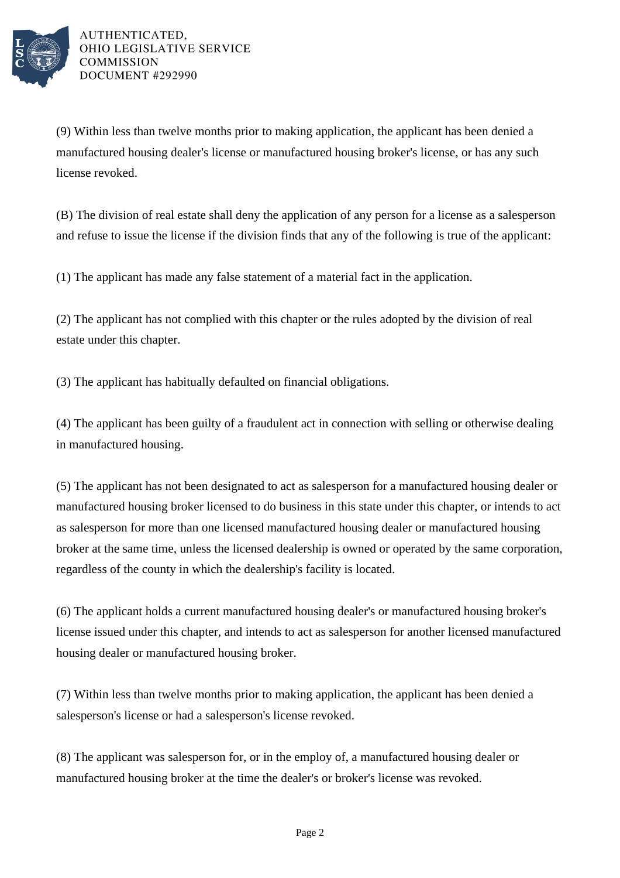(9) Within less than twelve months prior to making application, the applicant has been denied a manufactured housing dealer's license or manufactured housing broker's license, or has any such license revoked.

(B) The division of real estate shall deny the application of any person for a license as a salesperson and refuse to issue the license if the division finds that any of the following is true of the applicant:

(1) The applicant has made any false statement of a material fact in the application.

(2) The applicant has not complied with this chapter or the rules adopted by the division of real estate under this chapter.

(3) The applicant has habitually defaulted on financial obligations.

(4) The applicant has been guilty of a fraudulent act in connection with selling or otherwise dealing in manufactured housing.

(5) The applicant has not been designated to act as salesperson for a manufactured housing dealer or manufactured housing broker licensed to do business in this state under this chapter, or intends to act as salesperson for more than one licensed manufactured housing dealer or manufactured housing broker at the same time, unless the licensed dealership is owned or operated by the same corporation, regardless of the county in which the dealership's facility is located.

(6) The applicant holds a current manufactured housing dealer's or manufactured housing broker's license issued under this chapter, and intends to act as salesperson for another licensed manufactured housing dealer or manufactured housing broker.

(7) Within less than twelve months prior to making application, the applicant has been denied a salesperson's license or had a salesperson's license revoked.

(8) The applicant was salesperson for, or in the employ of, a manufactured housing dealer or manufactured housing broker at the time the dealer's or broker's license was revoked.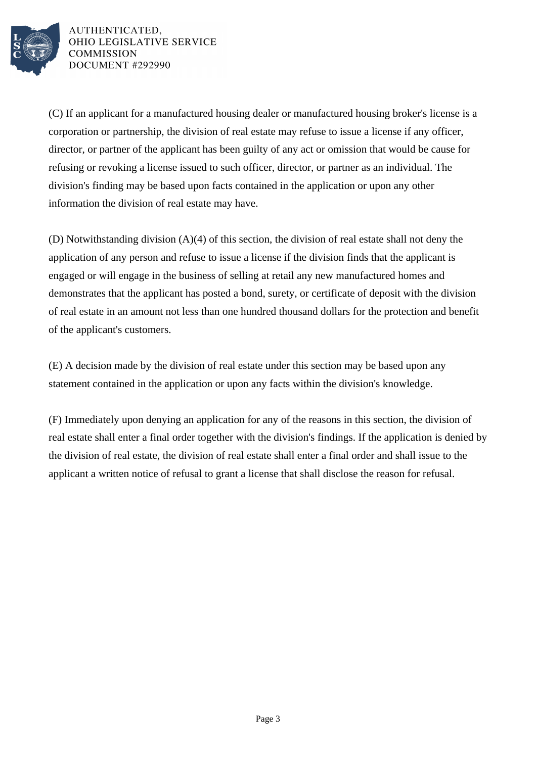(C) If an applicant for a manufactured housing dealer or manufactured housing broker's license is a corporation or partnership, the division of real estate may refuse to issue a license if any officer, director, or partner of the applicant has been guilty of any act or omission that would be cause for refusing or revoking a license issued to such officer, director, or partner as an individual. The division's finding may be based upon facts contained in the application or upon any other information the division of real estate may have.

(D) Notwithstanding division (A)(4) of this section, the division of real estate shall not deny the application of any person and refuse to issue a license if the division finds that the applicant is engaged or will engage in the business of selling at retail any new manufactured homes and demonstrates that the applicant has posted a bond, surety, or certificate of deposit with the division of real estate in an amount not less than one hundred thousand dollars for the protection and benefit of the applicant's customers.

(E) A decision made by the division of real estate under this section may be based upon any statement contained in the application or upon any facts within the division's knowledge.

(F) Immediately upon denying an application for any of the reasons in this section, the division of real estate shall enter a final order together with the division's findings. If the application is denied by the division of real estate, the division of real estate shall enter a final order and shall issue to the applicant a written notice of refusal to grant a license that shall disclose the reason for refusal.